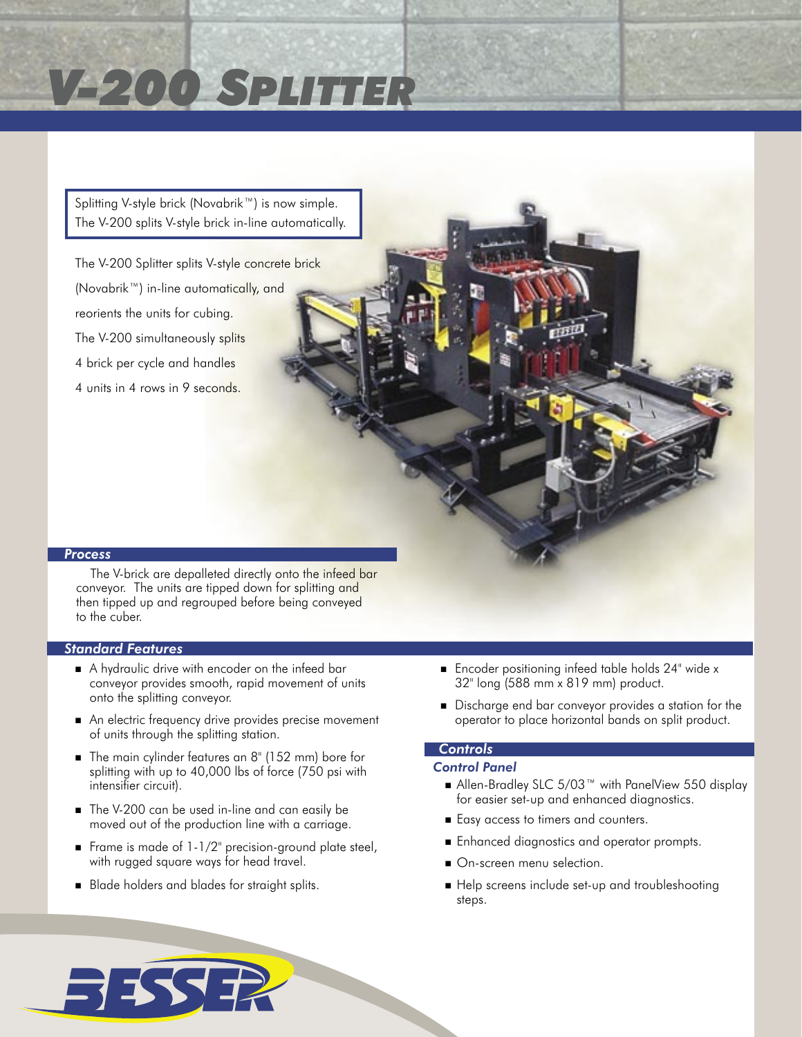# V-200 Splitter

Splitting V-style brick (Novabrik™) is now simple. The V-200 splits V-style brick in-line automatically.

The V-200 Splitter splits V-style concrete brick (Novabrik™) in-line automatically, and reorients the units for cubing. The V-200 simultaneously splits 4 brick per cycle and handles 4 units in 4 rows in 9 seconds.

## *Process*

The V-brick are depalleted directly onto the infeed bar conveyor. The units are tipped down for splitting and then tipped up and regrouped before being conveyed to the cuber.

## *Standard Features*

- A hydraulic drive with encoder on the infeed bar conveyor provides smooth, rapid movement of units onto the splitting conveyor.
- An electric frequency drive provides precise movement of units through the splitting station.
- The main cylinder features an 8" (152 mm) bore for splitting with up to 40,000 lbs of force (750 psi with intensifier circuit).
- The V-200 can be used in-line and can easily be moved out of the production line with a carriage.
- Frame is made of 1-1/2" precision-ground plate steel, with rugged square ways for head travel.
- Blade holders and blades for straight splits.
- Encoder positioning infeed table holds 24" wide x 32" long (588 mm x 819 mm) product.
- Discharge end bar conveyor provides a station for the operator to place horizontal bands on split product.

## *Controls*

### *Control Panel*

- Allen-Bradley SLC 5/03™ with PanelView 550 display for easier set-up and enhanced diagnostics.
- Easy access to timers and counters.
- Enhanced diagnostics and operator prompts.
- On-screen menu selection.
- Help screens include set-up and troubleshooting steps.

BESSER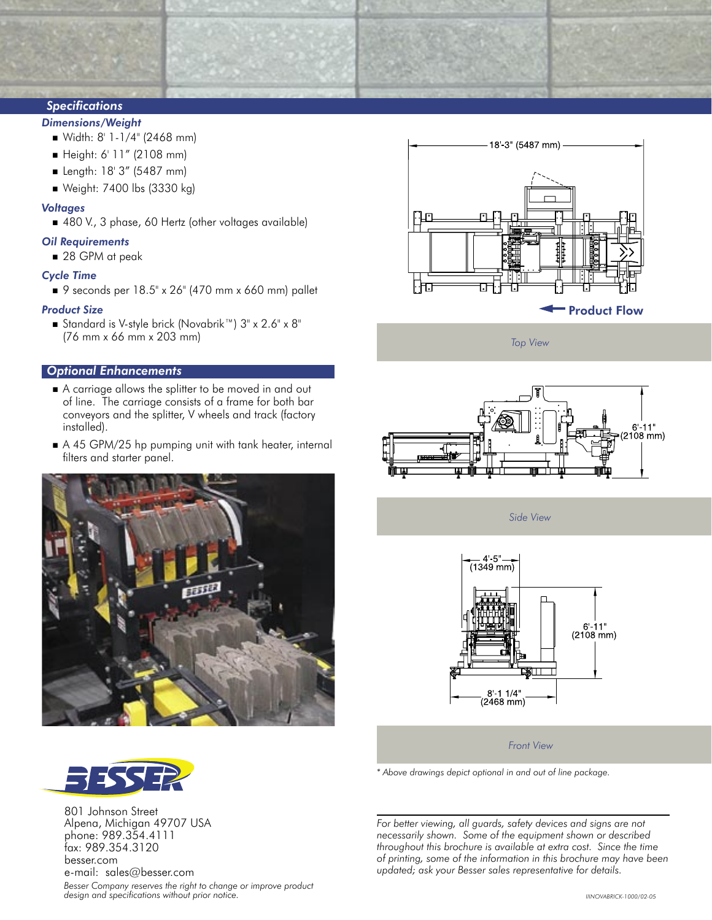## Specifications

### Dimensions/Weight

- Width: 8' 1-1/4" (2468 mm)
- Height: 6' 11" (2108 mm)
- Length: 18' 3" (5487 mm)
- Weight: 7400 lbs (3330 kg)

### Voltages

- 480 V., 3 phase, 60 Hertz (other voltages available)

### Oil Requirements

- 28 GPM at peak

### Cycle Time

- 9 seconds per 18.5" x 26" (470 mm x 660 mm) pallet

### Product Size

- Standard is V-style brick (Novabrik™) 3" x 2.6" x 8" (76 mm x 66 mm x 203 mm)

## Optional Enhancements

- A carriage allows the splitter to be moved in and out of line. The carriage consists of a frame for both bar conveyors and the splitter, V wheels and track (factory installed).
- A 45 GPM/25 hp pumping unit with tank heater, internal filters and starter panel.

18'-3" (5487 mm)

Product Flow

*Top View*

6'-11" (2108 mm)

*Side View*

4'-5" (1349 mm)

6'-11" (2108 mm)

8'-1 1/4" (2468 mm)

*Front View*

*\* Above drawings depict optional in and out of line package.*

BESSER

801 Johnson Street
Alpena, Michigan 49707 USA
phone: 989.354.4111
fax: 989.354.3120
besser.com
e-mail: sales@besser.com

*Besser Company reserves the right to change or improve product design and specifications without prior notice.*

*For better viewing, all guards, safety devices and signs are not necessarily shown. Some of the equipment shown or described throughout this brochure is available at extra cost. Since the time of printing, some of the information in this brochure may have been updated; ask your Besser sales representative for details.*

IIINOVABRICK-1000/02-05